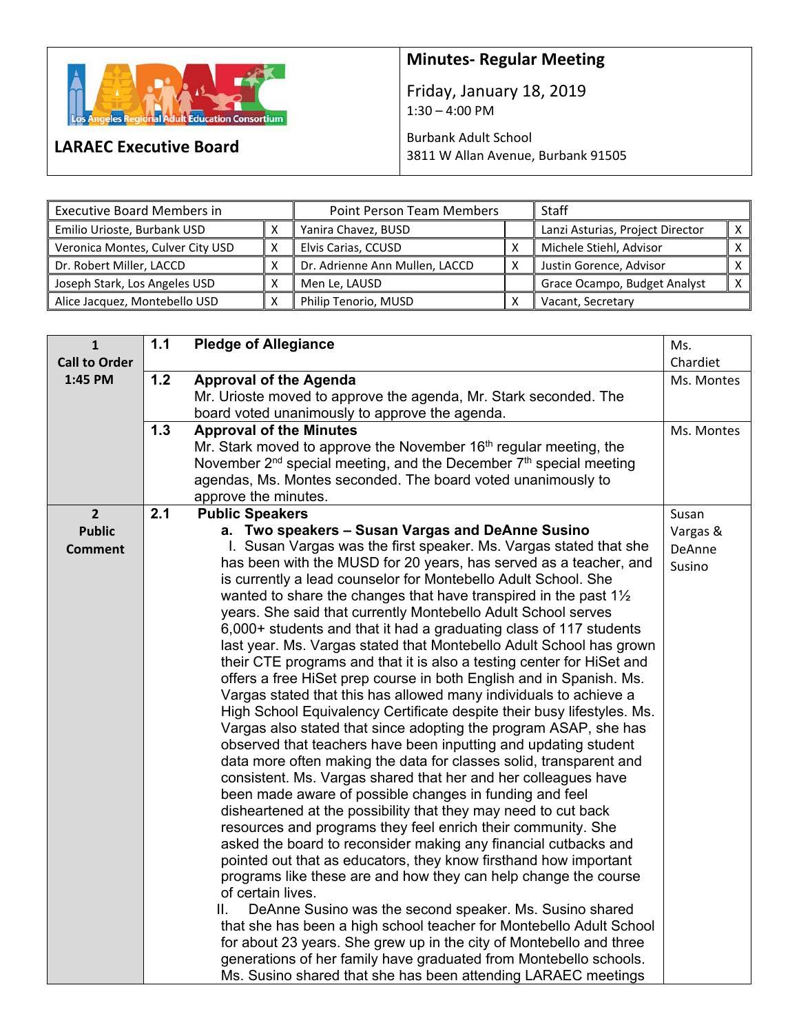# LARAEC Executive Board

Los Angeles Regional Adult Education Consortium

## Minutes- Regular Meeting

Friday, January 18, 2019
1:30 – 4:00 PM

Burbank Adult School
3811 W Allan Avenue, Burbank 91505

| Executive Board Members in | | Point Person Team Members | | Staff | |
|---|---|---|---|---|---|
| Emilio Urioste, Burbank USD | X | Yanira Chavez, BUSD | | Lanzi Asturias, Project Director | X |
| Veronica Montes, Culver City USD | X | Elvis Carias, CCUSD | X | Michele Stiehl, Advisor | X |
| Dr. Robert Miller, LACCD | X | Dr. Adrienne Ann Mullen, LACCD | X | Justin Gorence, Advisor | X |
| Joseph Stark, Los Angeles USD | X | Men Le, LAUSD | | Grace Ocampo, Budget Analyst | X |
| Alice Jacquez, Montebello USD | X | Philip Tenorio, MUSD | X | Vacant, Secretary | |

| | | | |
|---|---|---|---|
| **1 Call to Order 1:45 PM** | 1.1 | **Pledge of Allegiance** | Ms. Chardiet |
| | 1.2 | **Approval of the Agenda**<br>Mr. Urioste moved to approve the agenda, Mr. Stark seconded. The board voted unanimously to approve the agenda. | Ms. Montes |
| | 1.3 | **Approval of the Minutes**<br>Mr. Stark moved to approve the November 16th regular meeting, the November 2nd special meeting, and the December 7th special meeting agendas, Ms. Montes seconded. The board voted unanimously to approve the minutes. | Ms. Montes |
| **2 Public Comment** | 2.1 | **Public Speakers**<br>**a. Two speakers – Susan Vargas and DeAnne Susino**<br>I. Susan Vargas was the first speaker. Ms. Vargas stated that she has been with the MUSD for 20 years, has served as a teacher, and is currently a lead counselor for Montebello Adult School. She wanted to share the changes that have transpired in the past 1½ years. She said that currently Montebello Adult School serves 6,000+ students and that it had a graduating class of 117 students last year. Ms. Vargas stated that Montebello Adult School has grown their CTE programs and that it is also a testing center for HiSet and offers a free HiSet prep course in both English and in Spanish. Ms. Vargas stated that this has allowed many individuals to achieve a High School Equivalency Certificate despite their busy lifestyles. Ms. Vargas also stated that since adopting the program ASAP, she has observed that teachers have been inputting and updating student data more often making the data for classes solid, transparent and consistent. Ms. Vargas shared that her and her colleagues have been made aware of possible changes in funding and feel disheartened at the possibility that they may need to cut back resources and programs they feel enrich their community. She asked the board to reconsider making any financial cutbacks and pointed out that as educators, they know firsthand how important programs like these are and how they can help change the course of certain lives.<br>II. DeAnne Susino was the second speaker. Ms. Susino shared that she has been a high school teacher for Montebello Adult School for about 23 years. She grew up in the city of Montebello and three generations of her family have graduated from Montebello schools. Ms. Susino shared that she has been attending LARAEC meetings | Susan Vargas & DeAnne Susino |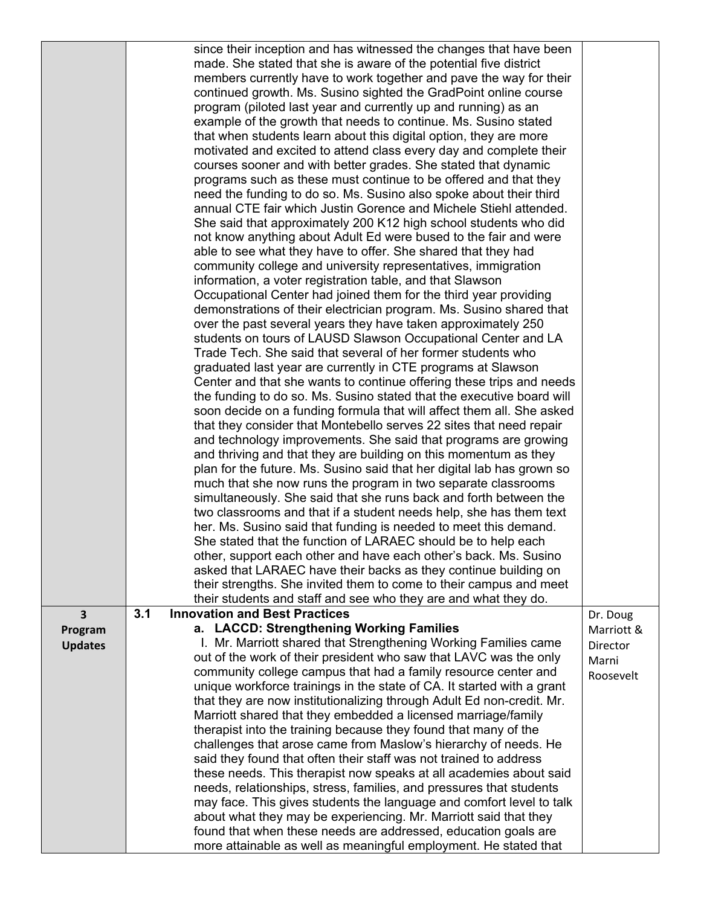| | | | |
|---|---|---|---|
| | | since their inception and has witnessed the changes that have been made. She stated that she is aware of the potential five district members currently have to work together and pave the way for their continued growth. Ms. Susino sighted the GradPoint online course program (piloted last year and currently up and running) as an example of the growth that needs to continue. Ms. Susino stated that when students learn about this digital option, they are more motivated and excited to attend class every day and complete their courses sooner and with better grades. She stated that dynamic programs such as these must continue to be offered and that they need the funding to do so. Ms. Susino also spoke about their third annual CTE fair which Justin Gorence and Michele Stiehl attended. She said that approximately 200 K12 high school students who did not know anything about Adult Ed were bused to the fair and were able to see what they have to offer. She shared that they had community college and university representatives, immigration information, a voter registration table, and that Slawson Occupational Center had joined them for the third year providing demonstrations of their electrician program. Ms. Susino shared that over the past several years they have taken approximately 250 students on tours of LAUSD Slawson Occupational Center and LA Trade Tech. She said that several of her former students who graduated last year are currently in CTE programs at Slawson Center and that she wants to continue offering these trips and needs the funding to do so. Ms. Susino stated that the executive board will soon decide on a funding formula that will affect them all. She asked that they consider that Montebello serves 22 sites that need repair and technology improvements. She said that programs are growing and thriving and that they are building on this momentum as they plan for the future. Ms. Susino said that her digital lab has grown so much that she now runs the program in two separate classrooms simultaneously. She said that she runs back and forth between the two classrooms and that if a student needs help, she has them text her. Ms. Susino said that funding is needed to meet this demand. She stated that the function of LARAEC should be to help each other, support each other and have each other's back. Ms. Susino asked that LARAEC have their backs as they continue building on their strengths. She invited them to come to their campus and meet their students and staff and see who they are and what they do. | |
| **3 Program Updates** | **3.1** | **Innovation and Best Practices**<br>**a. LACCD: Strengthening Working Families**<br>I. Mr. Marriott shared that Strengthening Working Families came out of the work of their president who saw that LAVC was the only community college campus that had a family resource center and unique workforce trainings in the state of CA. It started with a grant that they are now institutionalizing through Adult Ed non-credit. Mr. Marriott shared that they embedded a licensed marriage/family therapist into the training because they found that many of the challenges that arose came from Maslow's hierarchy of needs. He said they found that often their staff was not trained to address these needs. This therapist now speaks at all academies about said needs, relationships, stress, families, and pressures that students may face. This gives students the language and comfort level to talk about what they may be experiencing. Mr. Marriott said that they found that when these needs are addressed, education goals are more attainable as well as meaningful employment. He stated that | Dr. Doug Marriott & Director Marni Roosevelt |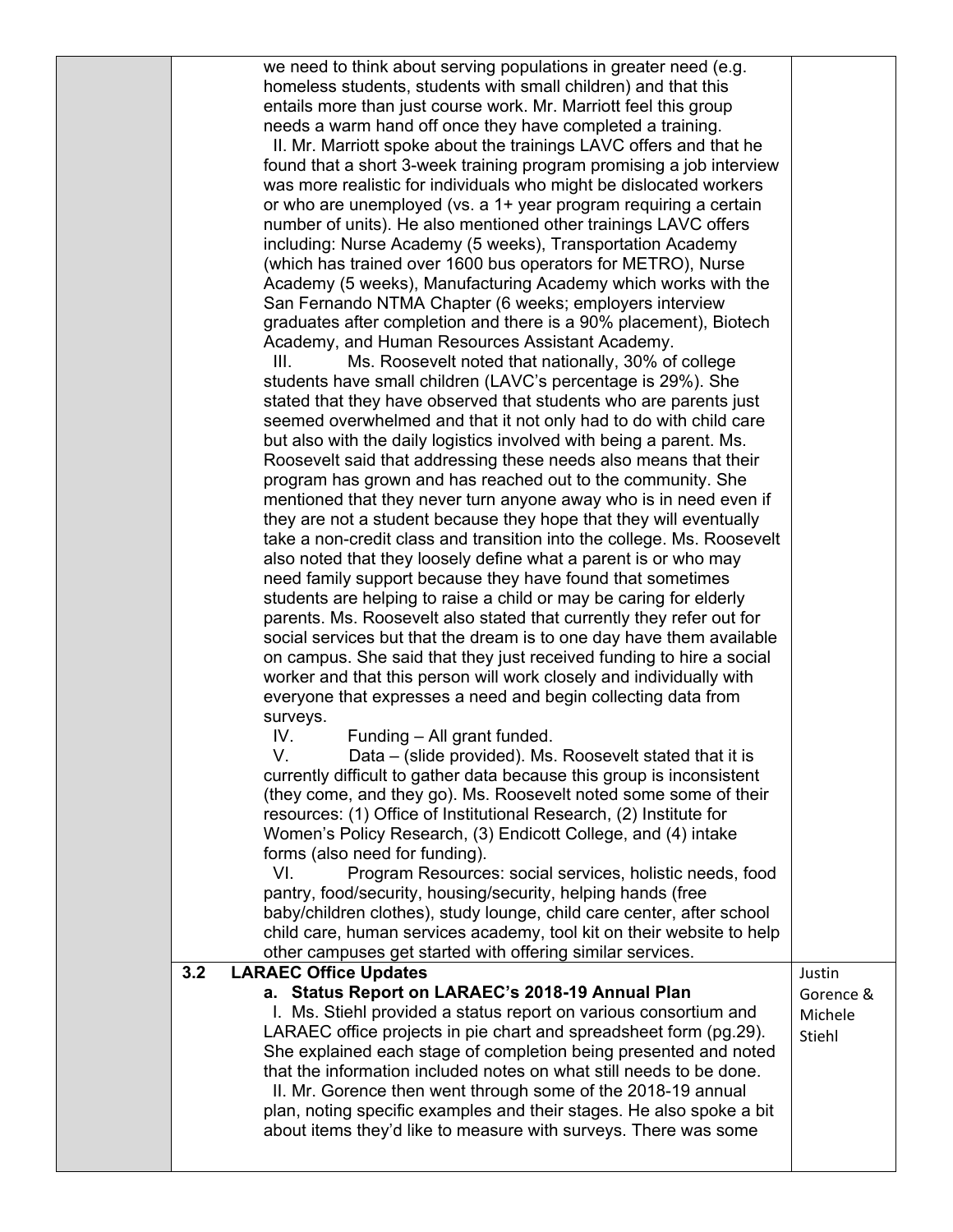| | | | |
|---|---|---|---|
| | | we need to think about serving populations in greater need (e.g. homeless students, students with small children) and that this entails more than just course work. Mr. Marriott feel this group needs a warm hand off once they have completed a training.<br>II. Mr. Marriott spoke about the trainings LAVC offers and that he found that a short 3-week training program promising a job interview was more realistic for individuals who might be dislocated workers or who are unemployed (vs. a 1+ year program requiring a certain number of units). He also mentioned other trainings LAVC offers including: Nurse Academy (5 weeks), Transportation Academy (which has trained over 1600 bus operators for METRO), Nurse Academy (5 weeks), Manufacturing Academy which works with the San Fernando NTMA Chapter (6 weeks; employers interview graduates after completion and there is a 90% placement), Biotech Academy, and Human Resources Assistant Academy.<br>III. Ms. Roosevelt noted that nationally, 30% of college students have small children (LAVC's percentage is 29%). She stated that they have observed that students who are parents just seemed overwhelmed and that it not only had to do with child care but also with the daily logistics involved with being a parent. Ms. Roosevelt said that addressing these needs also means that their program has grown and has reached out to the community. She mentioned that they never turn anyone away who is in need even if they are not a student because they hope that they will eventually take a non-credit class and transition into the college. Ms. Roosevelt also noted that they loosely define what a parent is or who may need family support because they have found that sometimes students are helping to raise a child or may be caring for elderly parents. Ms. Roosevelt also stated that currently they refer out for social services but that the dream is to one day have them available on campus. She said that they just received funding to hire a social worker and that this person will work closely and individually with everyone that expresses a need and begin collecting data from surveys.<br>IV. Funding – All grant funded.<br>V. Data – (slide provided). Ms. Roosevelt stated that it is currently difficult to gather data because this group is inconsistent (they come, and they go). Ms. Roosevelt noted some some of their resources: (1) Office of Institutional Research, (2) Institute for Women's Policy Research, (3) Endicott College, and (4) intake forms (also need for funding).<br>VI. Program Resources: social services, holistic needs, food pantry, food/security, housing/security, helping hands (free baby/children clothes), study lounge, child care center, after school child care, human services academy, tool kit on their website to help other campuses get started with offering similar services. | |
| | **3.2** | **LARAEC Office Updates**<br>**a. Status Report on LARAEC's 2018-19 Annual Plan**<br>I. Ms. Stiehl provided a status report on various consortium and LARAEC office projects in pie chart and spreadsheet form (pg.29). She explained each stage of completion being presented and noted that the information included notes on what still needs to be done.<br>II. Mr. Gorence then went through some of the 2018-19 annual plan, noting specific examples and their stages. He also spoke a bit about items they'd like to measure with surveys. There was some | Justin Gorence & Michele Stiehl |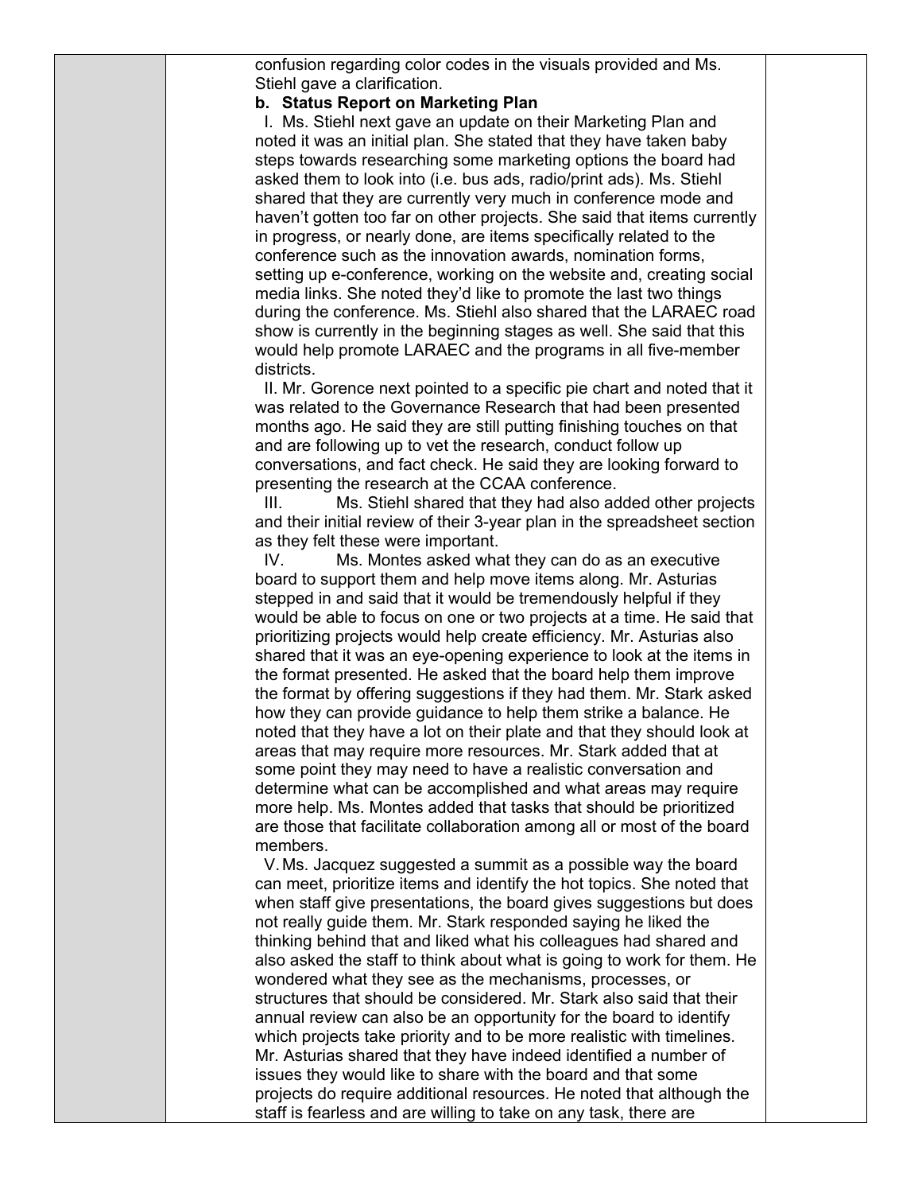confusion regarding color codes in the visuals provided and Ms. Stiehl gave a clarification.

**b. Status Report on Marketing Plan**

I. Ms. Stiehl next gave an update on their Marketing Plan and noted it was an initial plan. She stated that they have taken baby steps towards researching some marketing options the board had asked them to look into (i.e. bus ads, radio/print ads). Ms. Stiehl shared that they are currently very much in conference mode and haven't gotten too far on other projects. She said that items currently in progress, or nearly done, are items specifically related to the conference such as the innovation awards, nomination forms, setting up e-conference, working on the website and, creating social media links. She noted they'd like to promote the last two things during the conference. Ms. Stiehl also shared that the LARAEC road show is currently in the beginning stages as well. She said that this would help promote LARAEC and the programs in all five-member districts.

II. Mr. Gorence next pointed to a specific pie chart and noted that it was related to the Governance Research that had been presented months ago. He said they are still putting finishing touches on that and are following up to vet the research, conduct follow up conversations, and fact check. He said they are looking forward to presenting the research at the CCAA conference.

III. Ms. Stiehl shared that they had also added other projects and their initial review of their 3-year plan in the spreadsheet section as they felt these were important.

IV. Ms. Montes asked what they can do as an executive board to support them and help move items along. Mr. Asturias stepped in and said that it would be tremendously helpful if they would be able to focus on one or two projects at a time. He said that prioritizing projects would help create efficiency. Mr. Asturias also shared that it was an eye-opening experience to look at the items in the format presented. He asked that the board help them improve the format by offering suggestions if they had them. Mr. Stark asked how they can provide guidance to help them strike a balance. He noted that they have a lot on their plate and that they should look at areas that may require more resources. Mr. Stark added that at some point they may need to have a realistic conversation and determine what can be accomplished and what areas may require more help. Ms. Montes added that tasks that should be prioritized are those that facilitate collaboration among all or most of the board members.

V. Ms. Jacquez suggested a summit as a possible way the board can meet, prioritize items and identify the hot topics. She noted that when staff give presentations, the board gives suggestions but does not really guide them. Mr. Stark responded saying he liked the thinking behind that and liked what his colleagues had shared and also asked the staff to think about what is going to work for them. He wondered what they see as the mechanisms, processes, or structures that should be considered. Mr. Stark also said that their annual review can also be an opportunity for the board to identify which projects take priority and to be more realistic with timelines. Mr. Asturias shared that they have indeed identified a number of issues they would like to share with the board and that some projects do require additional resources. He noted that although the staff is fearless and are willing to take on any task, there are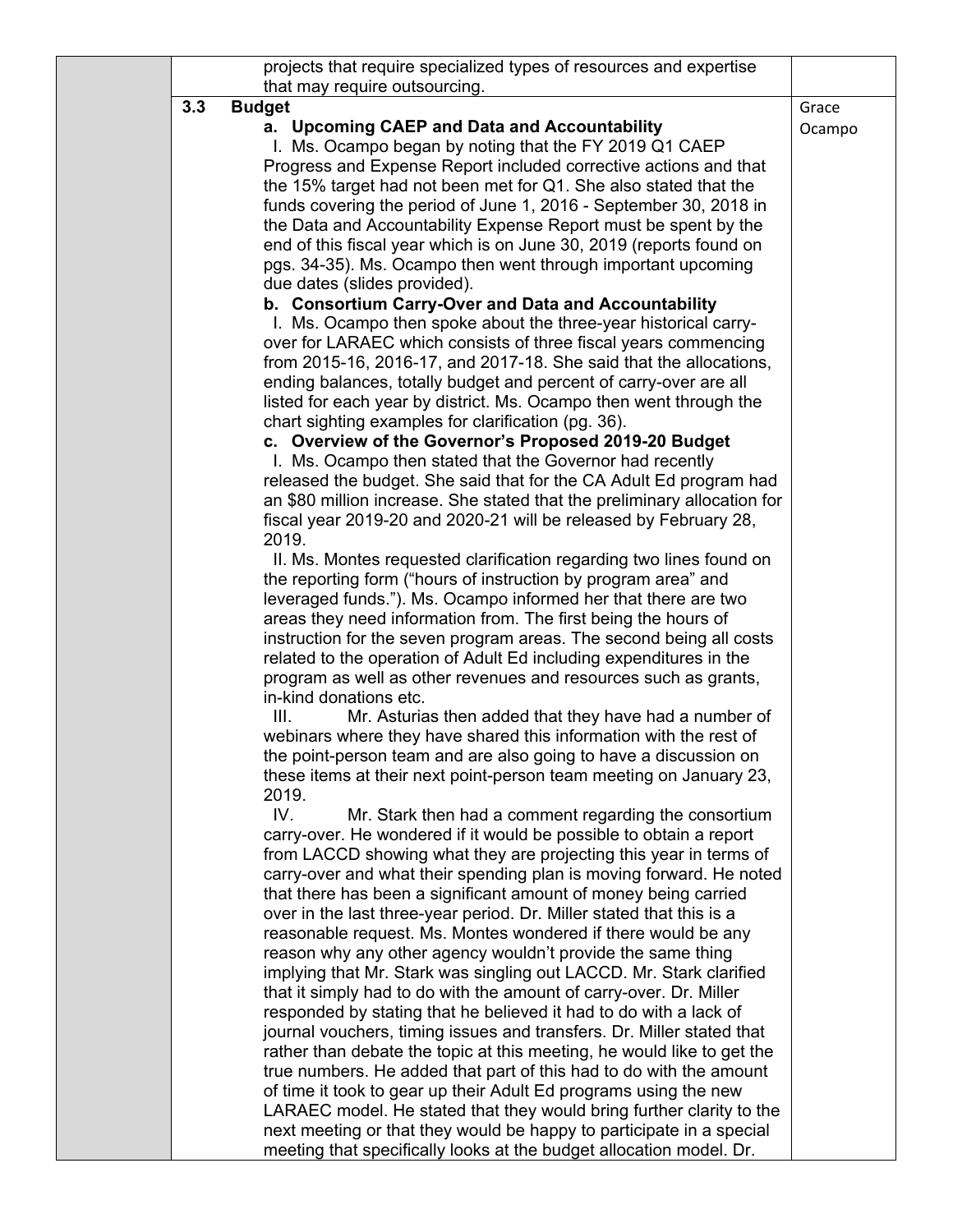| | | |
|---|---|---|
| | projects that require specialized types of resources and expertise that may require outsourcing. | |
| | **3.3 Budget** | Grace Ocampo |
| | **a. Upcoming CAEP and Data and Accountability**<br>I. Ms. Ocampo began by noting that the FY 2019 Q1 CAEP Progress and Expense Report included corrective actions and that the 15% target had not been met for Q1. She also stated that the funds covering the period of June 1, 2016 - September 30, 2018 in the Data and Accountability Expense Report must be spent by the end of this fiscal year which is on June 30, 2019 (reports found on pgs. 34-35). Ms. Ocampo then went through important upcoming due dates (slides provided).<br>**b. Consortium Carry-Over and Data and Accountability**<br>I. Ms. Ocampo then spoke about the three-year historical carry-over for LARAEC which consists of three fiscal years commencing from 2015-16, 2016-17, and 2017-18. She said that the allocations, ending balances, totally budget and percent of carry-over are all listed for each year by district. Ms. Ocampo then went through the chart sighting examples for clarification (pg. 36).<br>**c. Overview of the Governor's Proposed 2019-20 Budget**<br>I. Ms. Ocampo then stated that the Governor had recently released the budget. She said that for the CA Adult Ed program had an $80 million increase. She stated that the preliminary allocation for fiscal year 2019-20 and 2020-21 will be released by February 28, 2019.<br>II. Ms. Montes requested clarification regarding two lines found on the reporting form ("hours of instruction by program area" and leveraged funds."). Ms. Ocampo informed her that there are two areas they need information from. The first being the hours of instruction for the seven program areas. The second being all costs related to the operation of Adult Ed including expenditures in the program as well as other revenues and resources such as grants, in-kind donations etc.<br>III. Mr. Asturias then added that they have had a number of webinars where they have shared this information with the rest of the point-person team and are also going to have a discussion on these items at their next point-person team meeting on January 23, 2019.<br>IV. Mr. Stark then had a comment regarding the consortium carry-over. He wondered if it would be possible to obtain a report from LACCD showing what they are projecting this year in terms of carry-over and what their spending plan is moving forward. He noted that there has been a significant amount of money being carried over in the last three-year period. Dr. Miller stated that this is a reasonable request. Ms. Montes wondered if there would be any reason why any other agency wouldn't provide the same thing implying that Mr. Stark was singling out LACCD. Mr. Stark clarified that it simply had to do with the amount of carry-over. Dr. Miller responded by stating that he believed it had to do with a lack of journal vouchers, timing issues and transfers. Dr. Miller stated that rather than debate the topic at this meeting, he would like to get the true numbers. He added that part of this had to do with the amount of time it took to gear up their Adult Ed programs using the new LARAEC model. He stated that they would bring further clarity to the next meeting or that they would be happy to participate in a special meeting that specifically looks at the budget allocation model. Dr. | |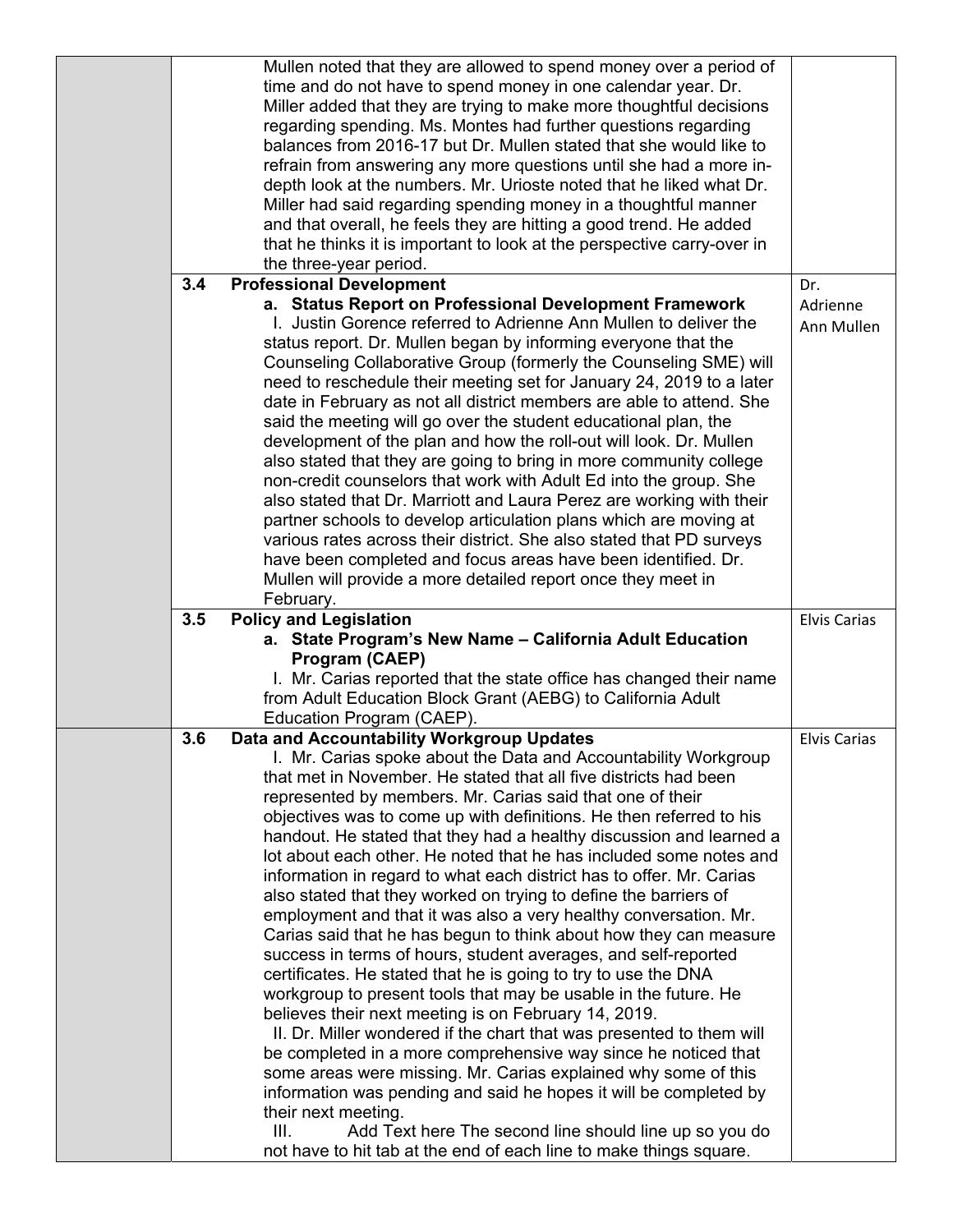| | | | |
|---|---|---|---|
| | | Mullen noted that they are allowed to spend money over a period of time and do not have to spend money in one calendar year. Dr. Miller added that they are trying to make more thoughtful decisions regarding spending. Ms. Montes had further questions regarding balances from 2016-17 but Dr. Mullen stated that she would like to refrain from answering any more questions until she had a more in-depth look at the numbers. Mr. Urioste noted that he liked what Dr. Miller had said regarding spending money in a thoughtful manner and that overall, he feels they are hitting a good trend. He added that he thinks it is important to look at the perspective carry-over in the three-year period. | |
| | 3.4 | **Professional Development**<br>**a. Status Report on Professional Development Framework**<br>I. Justin Gorence referred to Adrienne Ann Mullen to deliver the status report. Dr. Mullen began by informing everyone that the Counseling Collaborative Group (formerly the Counseling SME) will need to reschedule their meeting set for January 24, 2019 to a later date in February as not all district members are able to attend. She said the meeting will go over the student educational plan, the development of the plan and how the roll-out will look. Dr. Mullen also stated that they are going to bring in more community college non-credit counselors that work with Adult Ed into the group. She also stated that Dr. Marriott and Laura Perez are working with their partner schools to develop articulation plans which are moving at various rates across their district. She also stated that PD surveys have been completed and focus areas have been identified. Dr. Mullen will provide a more detailed report once they meet in February. | Dr. Adrienne Ann Mullen |
| | 3.5 | **Policy and Legislation**<br>**a. State Program's New Name – California Adult Education Program (CAEP)**<br>I. Mr. Carias reported that the state office has changed their name from Adult Education Block Grant (AEBG) to California Adult Education Program (CAEP). | Elvis Carias |
| | 3.6 | **Data and Accountability Workgroup Updates**<br>I. Mr. Carias spoke about the Data and Accountability Workgroup that met in November. He stated that all five districts had been represented by members. Mr. Carias said that one of their objectives was to come up with definitions. He then referred to his handout. He stated that they had a healthy discussion and learned a lot about each other. He noted that he has included some notes and information in regard to what each district has to offer. Mr. Carias also stated that they worked on trying to define the barriers of employment and that it was also a very healthy conversation. Mr. Carias said that he has begun to think about how they can measure success in terms of hours, student averages, and self-reported certificates. He stated that he is going to try to use the DNA workgroup to present tools that may be usable in the future. He believes their next meeting is on February 14, 2019.<br>II. Dr. Miller wondered if the chart that was presented to them will be completed in a more comprehensive way since he noticed that some areas were missing. Mr. Carias explained why some of this information was pending and said he hopes it will be completed by their next meeting.<br>III. Add Text here The second line should line up so you do not have to hit tab at the end of each line to make things square. | Elvis Carias |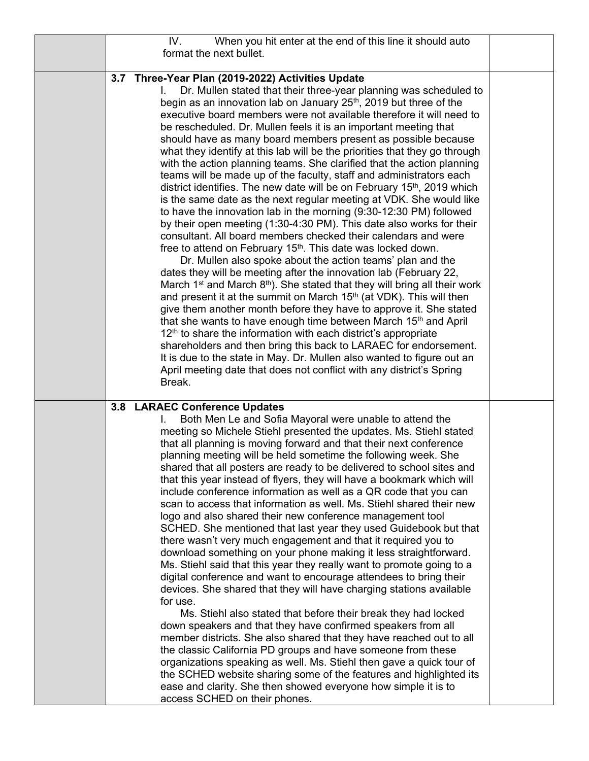| | | |
|---|---|---|
| | IV. When you hit enter at the end of this line it should auto format the next bullet. | |
| | **3.7 Three-Year Plan (2019-2022) Activities Update**<br>I. Dr. Mullen stated that their three-year planning was scheduled to begin as an innovation lab on January 25th, 2019 but three of the executive board members were not available therefore it will need to be rescheduled. Dr. Mullen feels it is an important meeting that should have as many board members present as possible because what they identify at this lab will be the priorities that they go through with the action planning teams. She clarified that the action planning teams will be made up of the faculty, staff and administrators each district identifies. The new date will be on February 15th, 2019 which is the same date as the next regular meeting at VDK. She would like to have the innovation lab in the morning (9:30-12:30 PM) followed by their open meeting (1:30-4:30 PM). This date also works for their consultant. All board members checked their calendars and were free to attend on February 15th. This date was locked down.<br>Dr. Mullen also spoke about the action teams' plan and the dates they will be meeting after the innovation lab (February 22, March 1st and March 8th). She stated that they will bring all their work and present it at the summit on March 15th (at VDK). This will then give them another month before they have to approve it. She stated that she wants to have enough time between March 15th and April 12th to share the information with each district's appropriate shareholders and then bring this back to LARAEC for endorsement. It is due to the state in May. Dr. Mullen also wanted to figure out an April meeting date that does not conflict with any district's Spring Break. | |
| | **3.8 LARAEC Conference Updates**<br>I. Both Men Le and Sofia Mayoral were unable to attend the meeting so Michele Stiehl presented the updates. Ms. Stiehl stated that all planning is moving forward and that their next conference planning meeting will be held sometime the following week. She shared that all posters are ready to be delivered to school sites and that this year instead of flyers, they will have a bookmark which will include conference information as well as a QR code that you can scan to access that information as well. Ms. Stiehl shared their new logo and also shared their new conference management tool SCHED. She mentioned that last year they used Guidebook but that there wasn't very much engagement and that it required you to download something on your phone making it less straightforward. Ms. Stiehl said that this year they really want to promote going to a digital conference and want to encourage attendees to bring their devices. She shared that they will have charging stations available for use.<br>Ms. Stiehl also stated that before their break they had locked down speakers and that they have confirmed speakers from all member districts. She also shared that they have reached out to all the classic California PD groups and have someone from these organizations speaking as well. Ms. Stiehl then gave a quick tour of the SCHED website sharing some of the features and highlighted its ease and clarity. She then showed everyone how simple it is to access SCHED on their phones. | |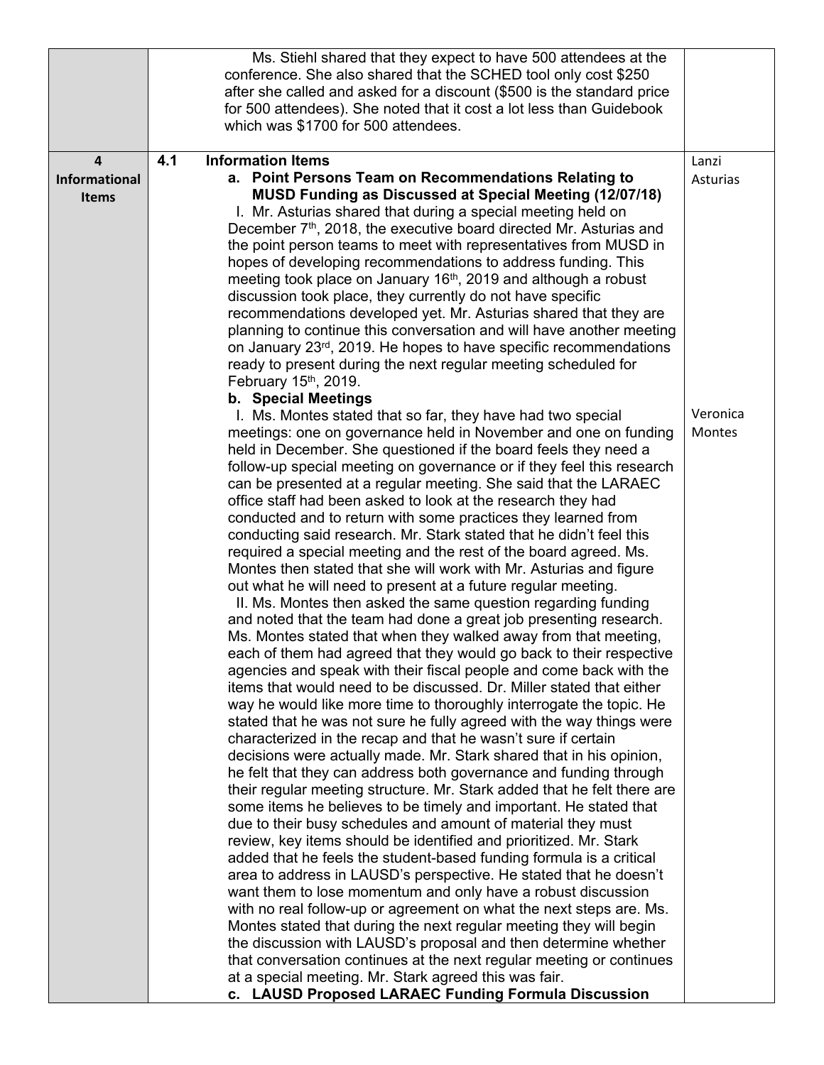| | | |
|---|---|---|
| | Ms. Stiehl shared that they expect to have 500 attendees at the conference. She also shared that the SCHED tool only cost $250 after she called and asked for a discount ($500 is the standard price for 500 attendees). She noted that it cost a lot less than Guidebook which was $1700 for 500 attendees. | |
| **4 Informational Items** | **4.1 Information Items**<br>**a. Point Persons Team on Recommendations Relating to MUSD Funding as Discussed at Special Meeting (12/07/18)**<br>I. Mr. Asturias shared that during a special meeting held on December 7th, 2018, the executive board directed Mr. Asturias and the point person teams to meet with representatives from MUSD in hopes of developing recommendations to address funding. This meeting took place on January 16th, 2019 and although a robust discussion took place, they currently do not have specific recommendations developed yet. Mr. Asturias shared that they are planning to continue this conversation and will have another meeting on January 23rd, 2019. He hopes to have specific recommendations ready to present during the next regular meeting scheduled for February 15th, 2019.<br>**b. Special Meetings**<br>I. Ms. Montes stated that so far, they have had two special meetings: one on governance held in November and one on funding held in December. She questioned if the board feels they need a follow-up special meeting on governance or if they feel this research can be presented at a regular meeting. She said that the LARAEC office staff had been asked to look at the research they had conducted and to return with some practices they learned from conducting said research. Mr. Stark stated that he didn't feel this required a special meeting and the rest of the board agreed. Ms. Montes then stated that she will work with Mr. Asturias and figure out what he will need to present at a future regular meeting.<br>II. Ms. Montes then asked the same question regarding funding and noted that the team had done a great job presenting research. Ms. Montes stated that when they walked away from that meeting, each of them had agreed that they would go back to their respective agencies and speak with their fiscal people and come back with the items that would need to be discussed. Dr. Miller stated that either way he would like more time to thoroughly interrogate the topic. He stated that he was not sure he fully agreed with the way things were characterized in the recap and that he wasn't sure if certain decisions were actually made. Mr. Stark shared that in his opinion, he felt that they can address both governance and funding through their regular meeting structure. Mr. Stark added that he felt there are some items he believes to be timely and important. He stated that due to their busy schedules and amount of material they must review, key items should be identified and prioritized. Mr. Stark added that he feels the student-based funding formula is a critical area to address in LAUSD's perspective. He stated that he doesn't want them to lose momentum and only have a robust discussion with no real follow-up or agreement on what the next steps are. Ms. Montes stated that during the next regular meeting they will begin the discussion with LAUSD's proposal and then determine whether that conversation continues at the next regular meeting or continues at a special meeting. Mr. Stark agreed this was fair.<br>**c. LAUSD Proposed LARAEC Funding Formula Discussion** | Lanzi Asturias<br><br><br><br><br><br><br><br><br><br>Veronica Montes |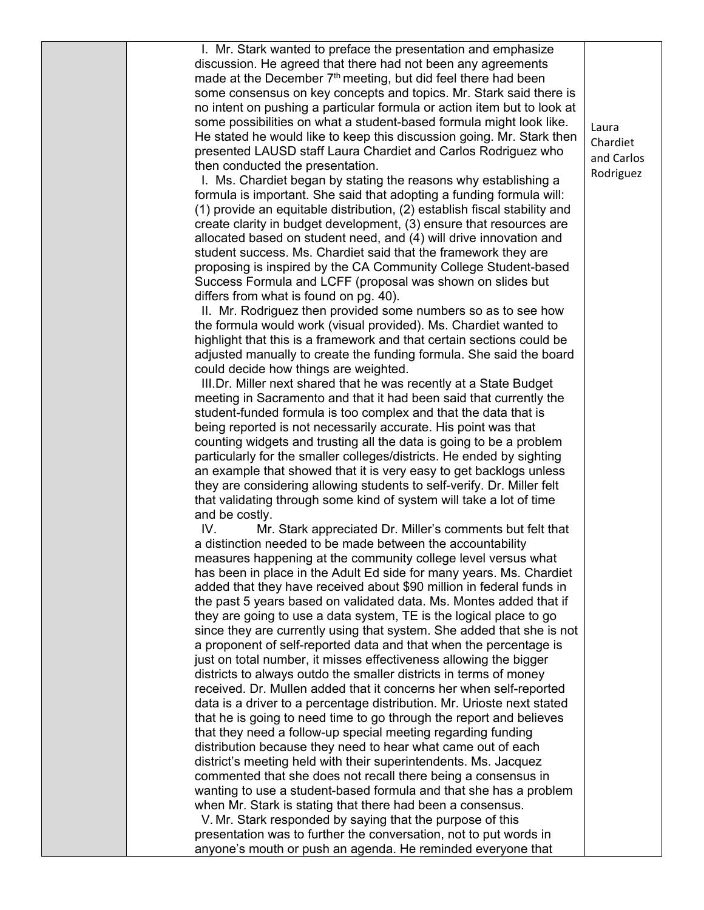| | | | |
|---|---|---|---|
| | | I. Mr. Stark wanted to preface the presentation and emphasize discussion. He agreed that there had not been any agreements made at the December 7th meeting, but did feel there had been some consensus on key concepts and topics. Mr. Stark said there is no intent on pushing a particular formula or action item but to look at some possibilities on what a student-based formula might look like. He stated he would like to keep this discussion going. Mr. Stark then presented LAUSD staff Laura Chardiet and Carlos Rodriguez who then conducted the presentation.<br>I. Ms. Chardiet began by stating the reasons why establishing a formula is important. She said that adopting a funding formula will: (1) provide an equitable distribution, (2) establish fiscal stability and create clarity in budget development, (3) ensure that resources are allocated based on student need, and (4) will drive innovation and student success. Ms. Chardiet said that the framework they are proposing is inspired by the CA Community College Student-based Success Formula and LCFF (proposal was shown on slides but differs from what is found on pg. 40).<br>II. Mr. Rodriguez then provided some numbers so as to see how the formula would work (visual provided). Ms. Chardiet wanted to highlight that this is a framework and that certain sections could be adjusted manually to create the funding formula. She said the board could decide how things are weighted.<br>III. Dr. Miller next shared that he was recently at a State Budget meeting in Sacramento and that it had been said that currently the student-funded formula is too complex and that the data that is being reported is not necessarily accurate. His point was that counting widgets and trusting all the data is going to be a problem particularly for the smaller colleges/districts. He ended by sighting an example that showed that it is very easy to get backlogs unless they are considering allowing students to self-verify. Dr. Miller felt that validating through some kind of system will take a lot of time and be costly.<br>IV. Mr. Stark appreciated Dr. Miller's comments but felt that a distinction needed to be made between the accountability measures happening at the community college level versus what has been in place in the Adult Ed side for many years. Ms. Chardiet added that they have received about $90 million in federal funds in the past 5 years based on validated data. Ms. Montes added that if they are going to use a data system, TE is the logical place to go since they are currently using that system. She added that she is not a proponent of self-reported data and that when the percentage is just on total number, it misses effectiveness allowing the bigger districts to always outdo the smaller districts in terms of money received. Dr. Mullen added that it concerns her when self-reported data is a driver to a percentage distribution. Mr. Urioste next stated that he is going to need time to go through the report and believes that they need a follow-up special meeting regarding funding distribution because they need to hear what came out of each district's meeting held with their superintendents. Ms. Jacquez commented that she does not recall there being a consensus in wanting to use a student-based formula and that she has a problem when Mr. Stark is stating that there had been a consensus.<br>V. Mr. Stark responded by saying that the purpose of this presentation was to further the conversation, not to put words in anyone's mouth or push an agenda. He reminded everyone that | Laura Chardiet and Carlos Rodriguez |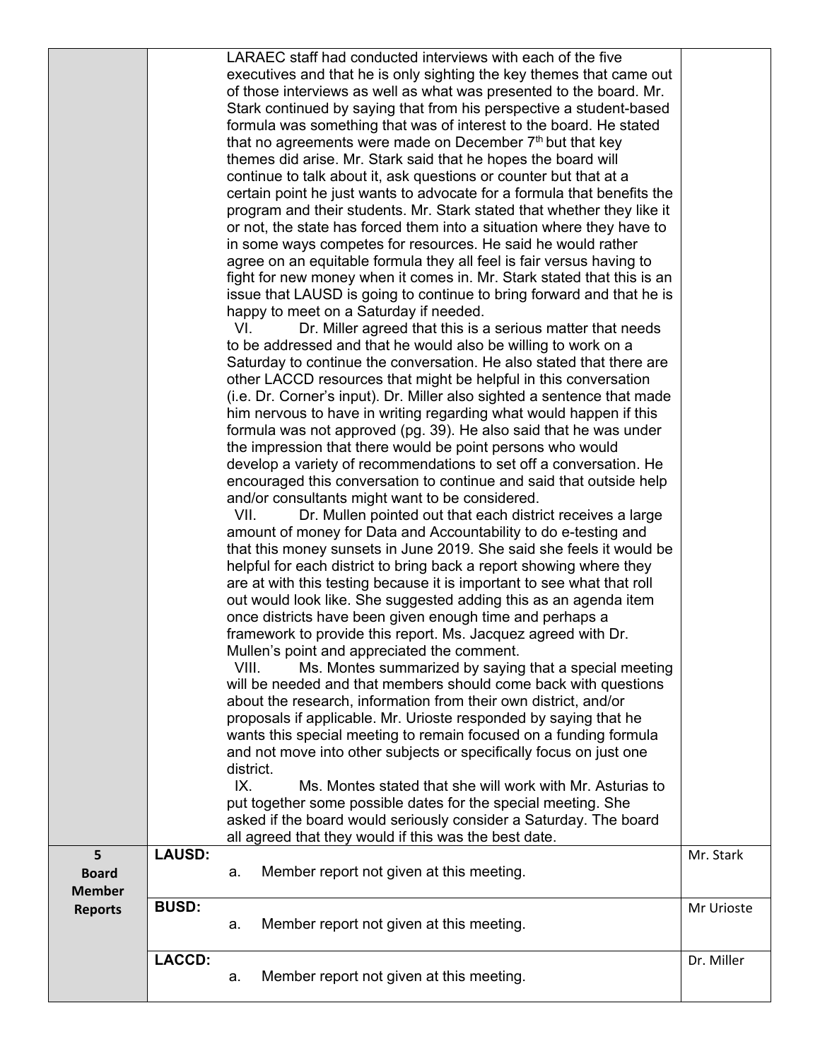| | | | |
|---|---|---|---|
| | | LARAEC staff had conducted interviews with each of the five executives and that he is only sighting the key themes that came out of those interviews as well as what was presented to the board. Mr. Stark continued by saying that from his perspective a student-based formula was something that was of interest to the board. He stated that no agreements were made on December 7th but that key themes did arise. Mr. Stark said that he hopes the board will continue to talk about it, ask questions or counter but that at a certain point he just wants to advocate for a formula that benefits the program and their students. Mr. Stark stated that whether they like it or not, the state has forced them into a situation where they have to in some ways competes for resources. He said he would rather agree on an equitable formula they all feel is fair versus having to fight for new money when it comes in. Mr. Stark stated that this is an issue that LAUSD is going to continue to bring forward and that he is happy to meet on a Saturday if needed.<br>VI. Dr. Miller agreed that this is a serious matter that needs to be addressed and that he would also be willing to work on a Saturday to continue the conversation. He also stated that there are other LACCD resources that might be helpful in this conversation (i.e. Dr. Corner's input). Dr. Miller also sighted a sentence that made him nervous to have in writing regarding what would happen if this formula was not approved (pg. 39). He also said that he was under the impression that there would be point persons who would develop a variety of recommendations to set off a conversation. He encouraged this conversation to continue and said that outside help and/or consultants might want to be considered.<br>VII. Dr. Mullen pointed out that each district receives a large amount of money for Data and Accountability to do e-testing and that this money sunsets in June 2019. She said she feels it would be helpful for each district to bring back a report showing where they are at with this testing because it is important to see what that roll out would look like. She suggested adding this as an agenda item once districts have been given enough time and perhaps a framework to provide this report. Ms. Jacquez agreed with Dr. Mullen's point and appreciated the comment.<br>VIII. Ms. Montes summarized by saying that a special meeting will be needed and that members should come back with questions about the research, information from their own district, and/or proposals if applicable. Mr. Urioste responded by saying that he wants this special meeting to remain focused on a funding formula and not move into other subjects or specifically focus on just one district.<br>IX. Ms. Montes stated that she will work with Mr. Asturias to put together some possible dates for the special meeting. She asked if the board would seriously consider a Saturday. The board all agreed that they would if this was the best date. | |
| **5 Board Member Reports** | **LAUSD:** | a. Member report not given at this meeting. | Mr. Stark |
| | **BUSD:** | a. Member report not given at this meeting. | Mr Urioste |
| | **LACCD:** | a. Member report not given at this meeting. | Dr. Miller |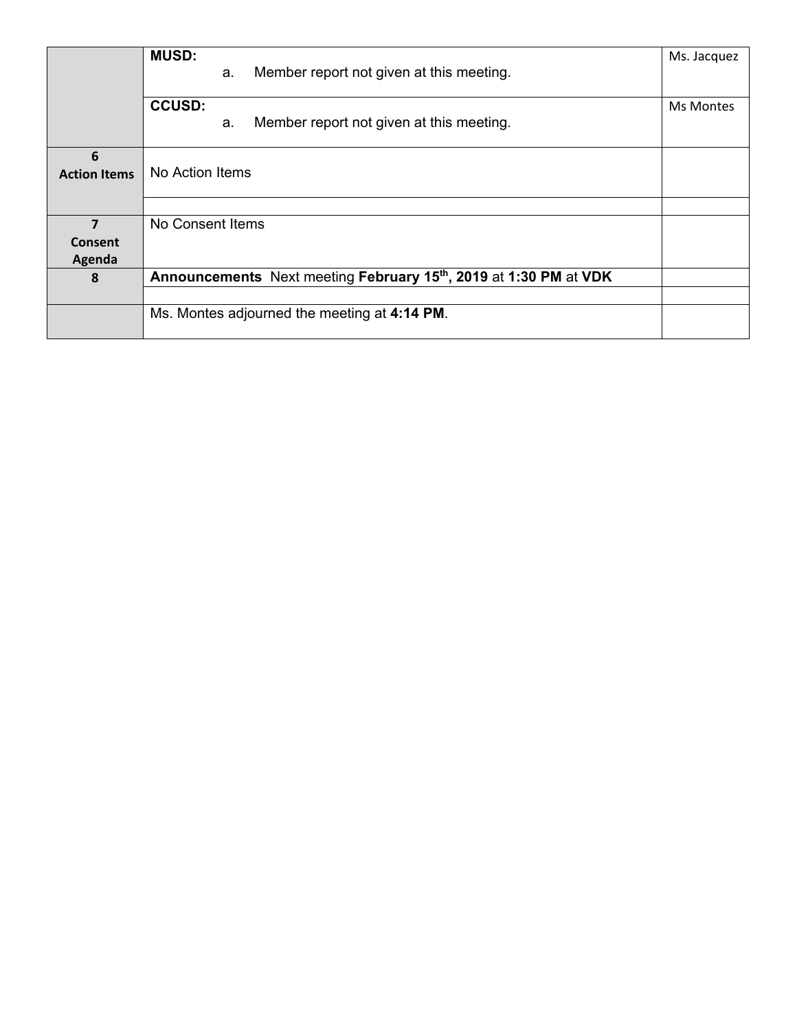| | | |
|---|---|---|
| | **MUSD:**<br>a. Member report not given at this meeting. | Ms. Jacquez |
| | **CCUSD:**<br>a. Member report not given at this meeting. | Ms Montes |
| **6**<br>**Action Items** | No Action Items | |
| | | |
| **7**<br>**Consent Agenda** | No Consent Items | |
| **8** | **Announcements** Next meeting **February 15th, 2019** at **1:30 PM** at **VDK** | |
| | | |
| | Ms. Montes adjourned the meeting at **4:14 PM**. | |